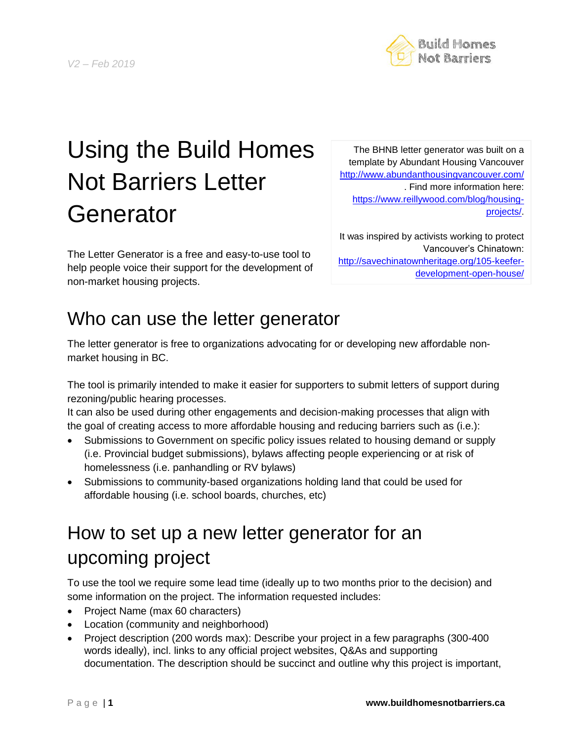*V2 – Feb 2019*

# Using the Build Homes Not Barriers Letter Generator

The Letter Generator is a free and easy-to-use tool to help people voice their support for the development of non-market housing projects.

The BHNB letter generator was built on a template by Abundant Housing Vancouver http://www.abundanthousingvancouver.com/ . Find more information here: https://www.reillywood.com/blog/housing-projects/.

It was inspired by activists working to protect Vancouver's Chinatown: http://savechinatownheritage.org/105-keefer-development-open-house/

## Who can use the letter generator

The letter generator is free to organizations advocating for or developing new affordable non-market housing in BC.

The tool is primarily intended to make it easier for supporters to submit letters of support during rezoning/public hearing processes.
It can also be used during other engagements and decision-making processes that align with the goal of creating access to more affordable housing and reducing barriers such as (i.e.):

- Submissions to Government on specific policy issues related to housing demand or supply (i.e. Provincial budget submissions), bylaws affecting people experiencing or at risk of homelessness (i.e. panhandling or RV bylaws)
- Submissions to community-based organizations holding land that could be used for affordable housing (i.e. school boards, churches, etc)

## How to set up a new letter generator for an upcoming project

To use the tool we require some lead time (ideally up to two months prior to the decision) and some information on the project. The information requested includes:

- Project Name (max 60 characters)
- Location (community and neighborhood)
- Project description (200 words max): Describe your project in a few paragraphs (300-400 words ideally), incl. links to any official project websites, Q&As and supporting documentation. The description should be succinct and outline why this project is important,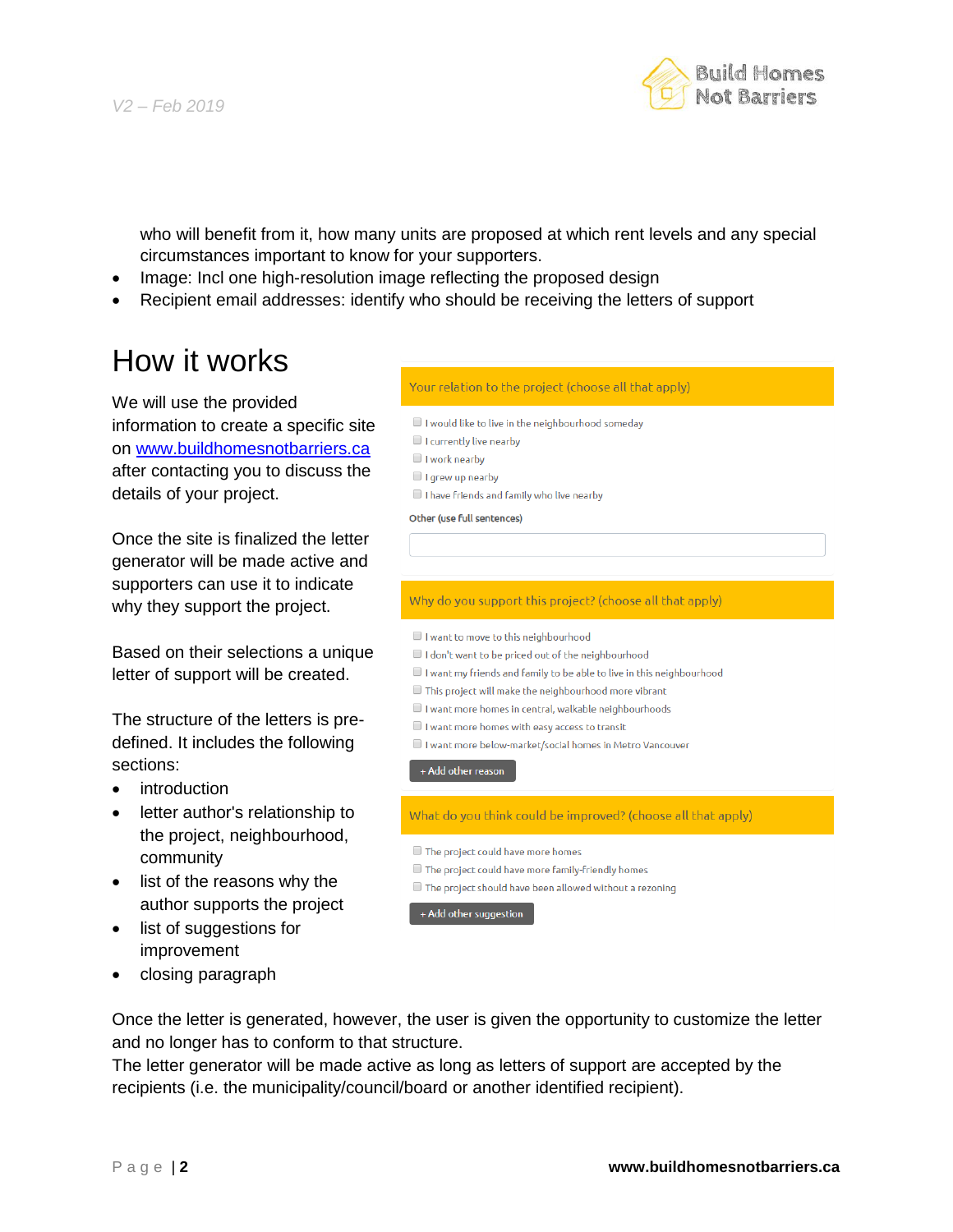who will benefit from it, how many units are proposed at which rent levels and any special circumstances important to know for your supporters.

- Image: Incl one high-resolution image reflecting the proposed design
- Recipient email addresses: identify who should be receiving the letters of support

## How it works

We will use the provided information to create a specific site on [www.buildhomesnotbarriers.ca](http://www.buildhomesnotbarriers.ca) after contacting you to discuss the details of your project.

Once the site is finalized the letter generator will be made active and supporters can use it to indicate why they support the project.

Based on their selections a unique letter of support will be created.

The structure of the letters is pre-defined. It includes the following sections:

- introduction
- letter author's relationship to the project, neighbourhood, community
- list of the reasons why the author supports the project
- list of suggestions for improvement
- closing paragraph

Your relation to the project (choose all that apply)

- [ ] I would like to live in the neighbourhood someday
- [ ] I currently live nearby
- [ ] I work nearby
- [ ] I grew up nearby
- [ ] I have friends and family who live nearby

Other (use full sentences)

Why do you support this project? (choose all that apply)

- [ ] I want to move to this neighbourhood
- [ ] I don't want to be priced out of the neighbourhood
- [ ] I want my friends and family to be able to live in this neighbourhood
- [ ] This project will make the neighbourhood more vibrant
- [ ] I want more homes in central, walkable neighbourhoods
- [ ] I want more homes with easy access to transit
- [ ] I want more below-market/social homes in Metro Vancouver

+ Add other reason

What do you think could be improved? (choose all that apply)

- [ ] The project could have more homes
- [ ] The project could have more family-friendly homes
- [ ] The project should have been allowed without a rezoning

+ Add other suggestion

Once the letter is generated, however, the user is given the opportunity to customize the letter and no longer has to conform to that structure.
The letter generator will be made active as long as letters of support are accepted by the recipients (i.e. the municipality/council/board or another identified recipient).